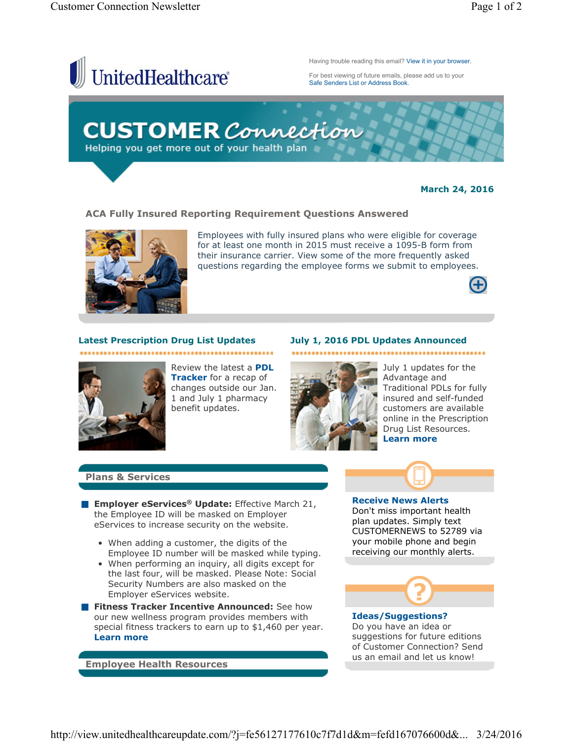UnitedHealthcare

Having trouble reading this email? View it in your browser.

For best viewing of future emails, please add us to your Safe Senders List or Address Book.

# CUSTOMER Connection

Helping you get more out of your health plan

**March 24, 2016**

## ACA Fully Insured Reporting Requirement Questions Answered

Employees with fully insured plans who were eligible for coverage for at least one month in 2015 must receive a 1095-B form from their insurance carrier. View some of the more frequently asked questions regarding the employee forms we submit to employees.

### Latest Prescription Drug List Updates

Review the latest a **PDL Tracker** for a recap of changes outside our Jan. 1 and July 1 pharmacy benefit updates.

### July 1, 2016 PDL Updates Announced

July 1 updates for the Advantage and Traditional PDLs for fully insured and self-funded customers are available online in the Prescription Drug List Resources. **Learn more**

## Plans & Services

- **Employer eServices® Update:** Effective March 21, the Employee ID will be masked on Employer eServices to increase security on the website.
  - When adding a customer, the digits of the Employee ID number will be masked while typing.
  - When performing an inquiry, all digits except for the last four, will be masked. Please Note: Social Security Numbers are also masked on the Employer eServices website.
- **Fitness Tracker Incentive Announced:** See how our new wellness program provides members with special fitness trackers to earn up to $1,460 per year. **Learn more**

## Employee Health Resources

### Receive News Alerts

Don't miss important health plan updates. Simply text CUSTOMERNEWS to 52789 via your mobile phone and begin receiving our monthly alerts.

### Ideas/Suggestions?

Do you have an idea or suggestions for future editions of Customer Connection? Send us an email and let us know!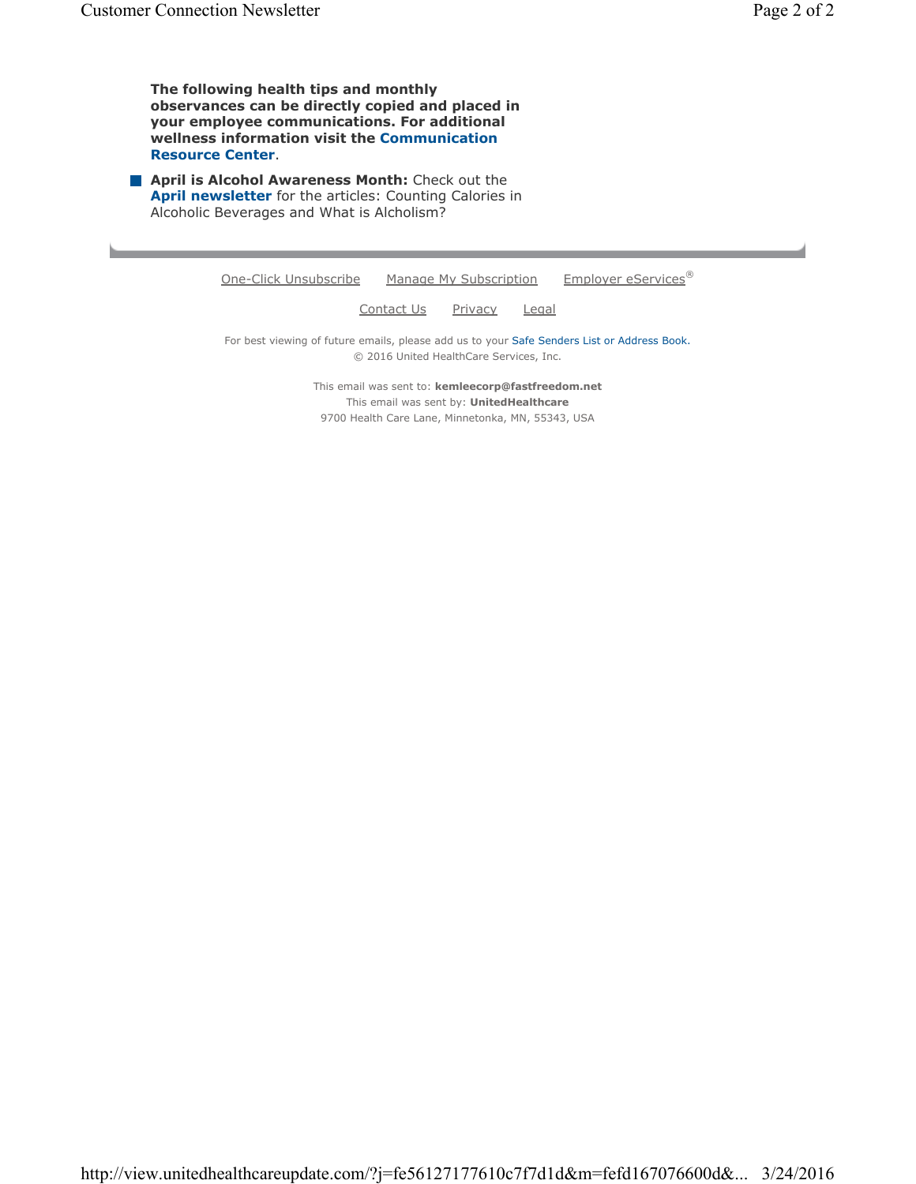**The following health tips and monthly observances can be directly copied and placed in your employee communications. For additional wellness information visit the Communication Resource Center.**

- **April is Alcohol Awareness Month:** Check out the **April newsletter** for the articles: Counting Calories in Alcoholic Beverages and What is Alcholism?

One-Click Unsubscribe | Manage My Subscription | Employer eServices®

Contact Us | Privacy | Legal

For best viewing of future emails, please add us to your Safe Senders List or Address Book.
© 2016 United HealthCare Services, Inc.

This email was sent to: **kemleecorp@fastfreedom.net**
This email was sent by: **UnitedHealthcare**
9700 Health Care Lane, Minnetonka, MN, 55343, USA